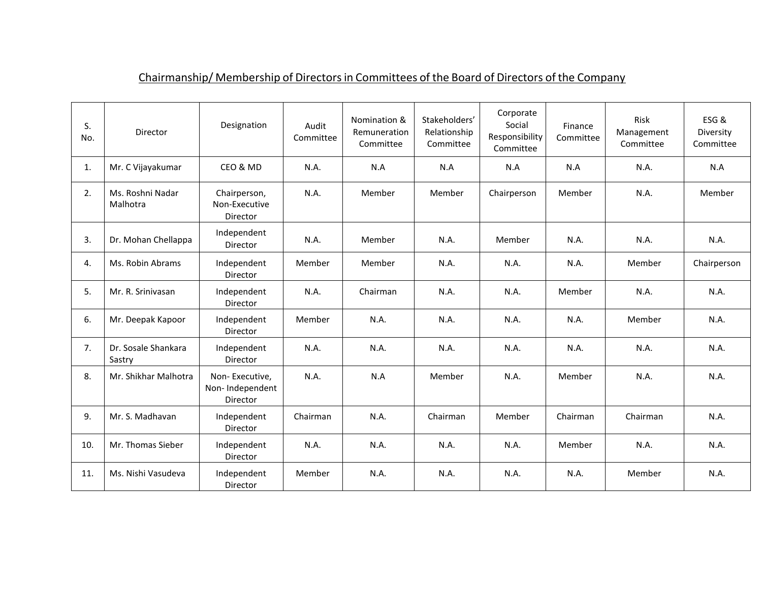## Chairmanship/ Membership of Directors in Committees of the Board of Directors of the Company

| S. No. | Director | Designation | Audit Committee | Nomination & Remuneration Committee | Stakeholders' Relationship Committee | Corporate Social Responsibility Committee | Finance Committee | Risk Management Committee | ESG & Diversity Committee |
|---|---|---|---|---|---|---|---|---|---|
| 1. | Mr. C Vijayakumar | CEO & MD | N.A. | N.A | N.A | N.A | N.A | N.A. | N.A |
| 2. | Ms. Roshni Nadar Malhotra | Chairperson, Non-Executive Director | N.A. | Member | Member | Chairperson | Member | N.A. | Member |
| 3. | Dr. Mohan Chellappa | Independent Director | N.A. | Member | N.A. | Member | N.A. | N.A. | N.A. |
| 4. | Ms. Robin Abrams | Independent Director | Member | Member | N.A. | N.A. | N.A. | Member | Chairperson |
| 5. | Mr. R. Srinivasan | Independent Director | N.A. | Chairman | N.A. | N.A. | Member | N.A. | N.A. |
| 6. | Mr. Deepak Kapoor | Independent Director | Member | N.A. | N.A. | N.A. | N.A. | Member | N.A. |
| 7. | Dr. Sosale Shankara Sastry | Independent Director | N.A. | N.A. | N.A. | N.A. | N.A. | N.A. | N.A. |
| 8. | Mr. Shikhar Malhotra | Non- Executive, Non- Independent Director | N.A. | N.A | Member | N.A. | Member | N.A. | N.A. |
| 9. | Mr. S. Madhavan | Independent Director | Chairman | N.A. | Chairman | Member | Chairman | Chairman | N.A. |
| 10. | Mr. Thomas Sieber | Independent Director | N.A. | N.A. | N.A. | N.A. | Member | N.A. | N.A. |
| 11. | Ms. Nishi Vasudeva | Independent Director | Member | N.A. | N.A. | N.A. | N.A. | Member | N.A. |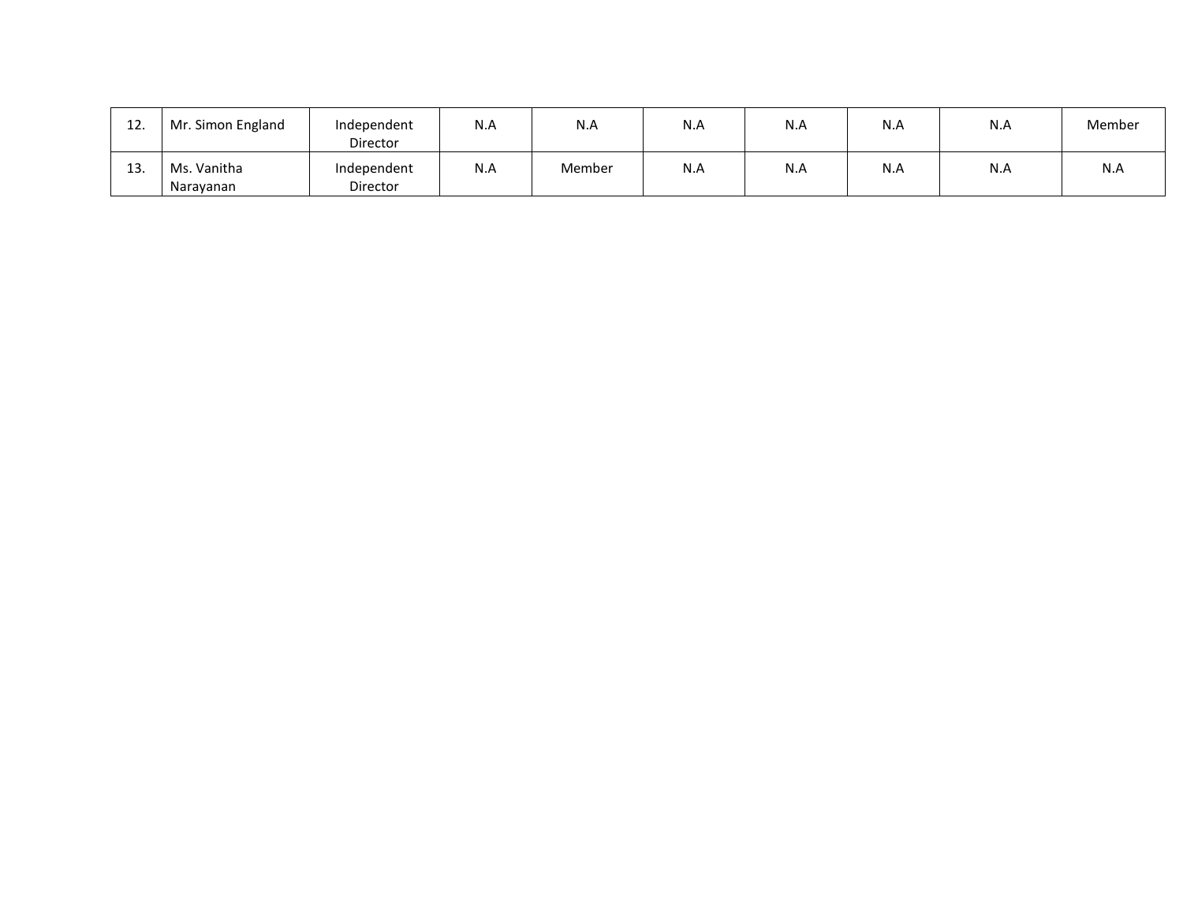| | | | | | | | | | |
|---|---|---|---|---|---|---|---|---|---|
| 12. | Mr. Simon England | Independent Director | N.A | N.A | N.A | N.A | N.A | N.A | Member |
| 13. | Ms. Vanitha Narayanan | Independent Director | N.A | Member | N.A | N.A | N.A | N.A | N.A |